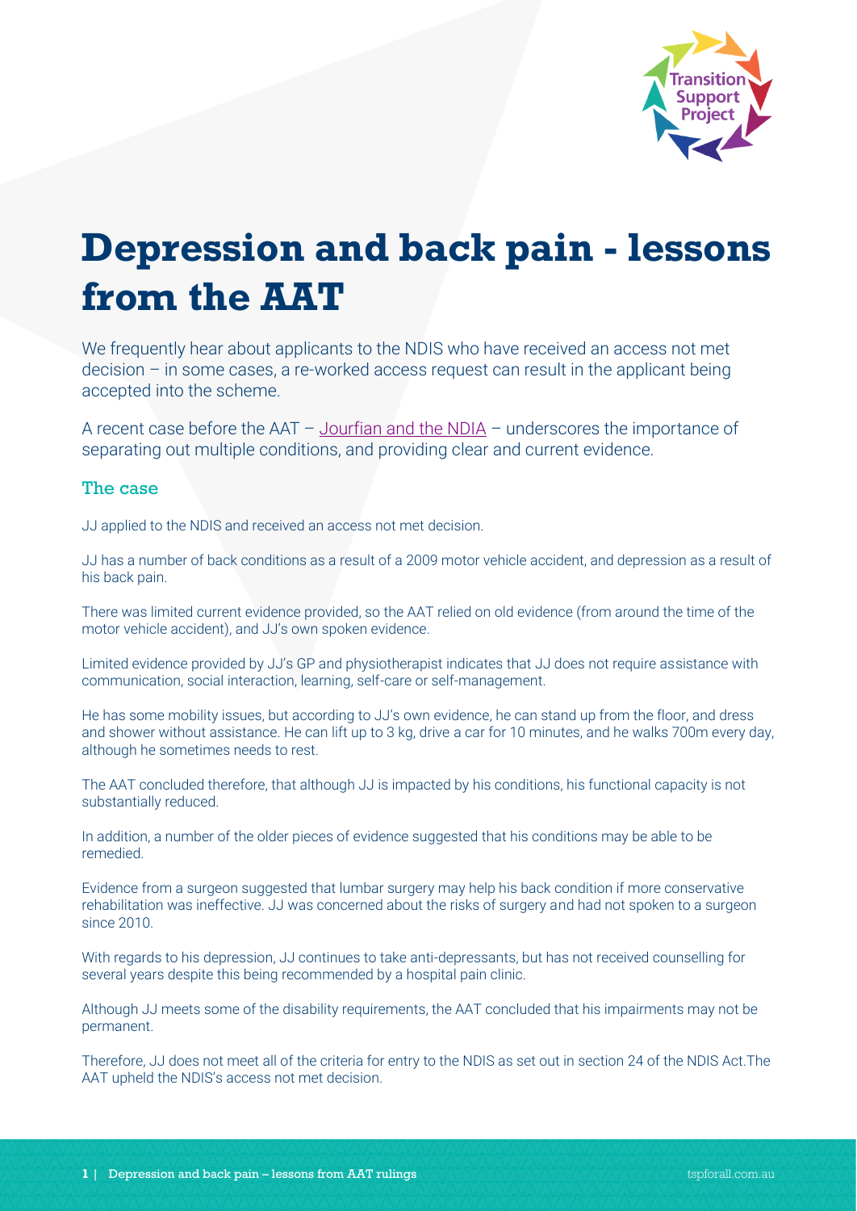# Depression and back pain - lessons from the AAT

We frequently hear about applicants to the NDIS who have received an access not met decision – in some cases, a re-worked access request can result in the applicant being accepted into the scheme.

A recent case before the AAT – [Jourfian and the NDIA](#) – underscores the importance of separating out multiple conditions, and providing clear and current evidence.

## The case

JJ applied to the NDIS and received an access not met decision.

JJ has a number of back conditions as a result of a 2009 motor vehicle accident, and depression as a result of his back pain.

There was limited current evidence provided, so the AAT relied on old evidence (from around the time of the motor vehicle accident), and JJ's own spoken evidence.

Limited evidence provided by JJ's GP and physiotherapist indicates that JJ does not require assistance with communication, social interaction, learning, self-care or self-management.

He has some mobility issues, but according to JJ's own evidence, he can stand up from the floor, and dress and shower without assistance. He can lift up to 3 kg, drive a car for 10 minutes, and he walks 700m every day, although he sometimes needs to rest.

The AAT concluded therefore, that although JJ is impacted by his conditions, his functional capacity is not substantially reduced.

In addition, a number of the older pieces of evidence suggested that his conditions may be able to be remedied.

Evidence from a surgeon suggested that lumbar surgery may help his back condition if more conservative rehabilitation was ineffective. JJ was concerned about the risks of surgery and had not spoken to a surgeon since 2010.

With regards to his depression, JJ continues to take anti-depressants, but has not received counselling for several years despite this being recommended by a hospital pain clinic.

Although JJ meets some of the disability requirements, the AAT concluded that his impairments may not be permanent.

Therefore, JJ does not meet all of the criteria for entry to the NDIS as set out in section 24 of the NDIS Act.The AAT upheld the NDIS's access not met decision.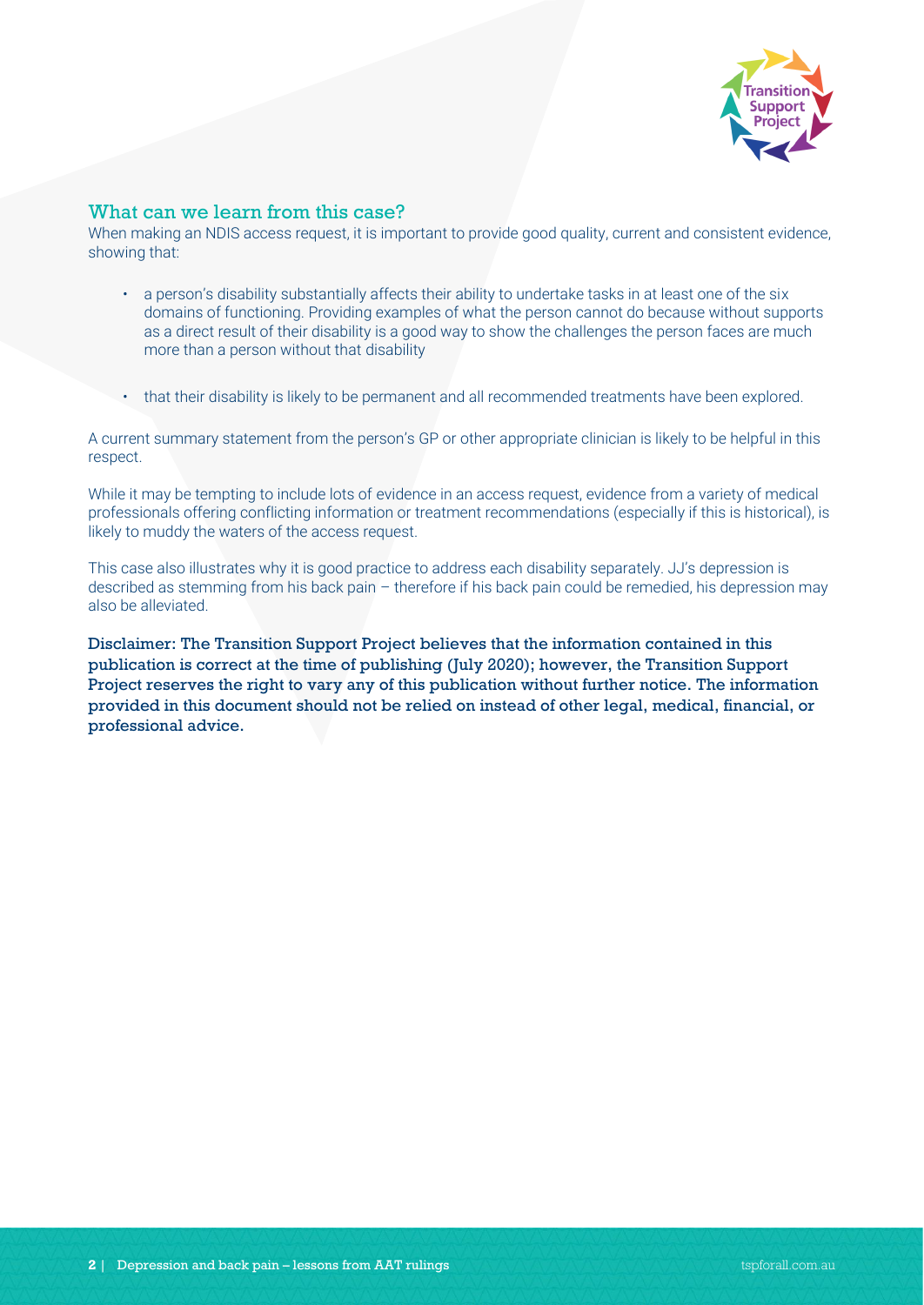## What can we learn from this case?

When making an NDIS access request, it is important to provide good quality, current and consistent evidence, showing that:

- a person's disability substantially affects their ability to undertake tasks in at least one of the six domains of functioning. Providing examples of what the person cannot do because without supports as a direct result of their disability is a good way to show the challenges the person faces are much more than a person without that disability
- that their disability is likely to be permanent and all recommended treatments have been explored.

A current summary statement from the person's GP or other appropriate clinician is likely to be helpful in this respect.

While it may be tempting to include lots of evidence in an access request, evidence from a variety of medical professionals offering conflicting information or treatment recommendations (especially if this is historical), is likely to muddy the waters of the access request.

This case also illustrates why it is good practice to address each disability separately. JJ's depression is described as stemming from his back pain – therefore if his back pain could be remedied, his depression may also be alleviated.

**Disclaimer: The Transition Support Project believes that the information contained in this publication is correct at the time of publishing (July 2020); however, the Transition Support Project reserves the right to vary any of this publication without further notice. The information provided in this document should not be relied on instead of other legal, medical, financial, or professional advice.**